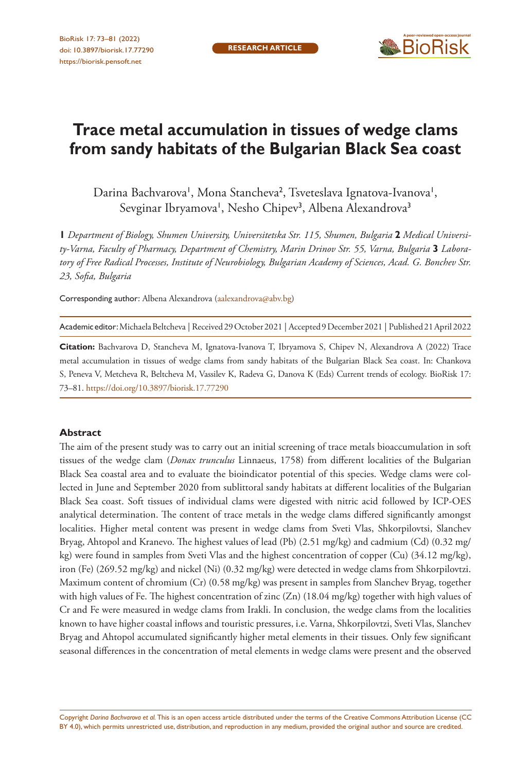# Trace metal accumulation in tissues of wedge clams from sandy habitats of the Bulgarian Black Sea coast

Darina Bachvarova[1], Mona Stancheva[2], Tsveteslava Ignatova-Ivanova[1], Sevginar Ibryamova[1], Nesho Chipev[3], Albena Alexandrova[3]

**1** *Department of Biology, Shumen University, Universitetska Str. 115, Shumen, Bulgaria* **2** *Medical University-Varna, Faculty of Pharmacy, Department of Chemistry, Marin Drinov Str. 55, Varna, Bulgaria* **3** *Laboratory of Free Radical Processes, Institute of Neurobiology, Bulgarian Academy of Sciences, Acad. G. Bonchev Str. 23, Sofia, Bulgaria*

Corresponding author: Albena Alexandrova (aalexandrova@abv.bg)

Academic editor: Michaela Beltcheva | Received 29 October 2021 | Accepted 9 December 2021 | Published 21 April 2022

**Citation:** Bachvarova D, Stancheva M, Ignatova-Ivanova T, Ibryamova S, Chipev N, Alexandrova A (2022) Trace metal accumulation in tissues of wedge clams from sandy habitats of the Bulgarian Black Sea coast. In: Chankova S, Peneva V, Metcheva R, Beltcheva M, Vassilev K, Radeva G, Danova K (Eds) Current trends of ecology. BioRisk 17: 73–81. https://doi.org/10.3897/biorisk.17.77290

## Abstract

The aim of the present study was to carry out an initial screening of trace metals bioaccumulation in soft tissues of the wedge clam (*Donax trunculus* Linnaeus, 1758) from different localities of the Bulgarian Black Sea coastal area and to evaluate the bioindicator potential of this species. Wedge clams were collected in June and September 2020 from sublittoral sandy habitats at different localities of the Bulgarian Black Sea coast. Soft tissues of individual clams were digested with nitric acid followed by ICP-OES analytical determination. The content of trace metals in the wedge clams differed significantly amongst localities. Higher metal content was present in wedge clams from Sveti Vlas, Shkorpilovtsi, Slanchev Bryag, Ahtopol and Kranevo. The highest values of lead (Pb) (2.51 mg/kg) and cadmium (Cd) (0.32 mg/kg) were found in samples from Sveti Vlas and the highest concentration of copper (Cu) (34.12 mg/kg), iron (Fe) (269.52 mg/kg) and nickel (Ni) (0.32 mg/kg) were detected in wedge clams from Shkorpilovtzi. Maximum content of chromium (Cr) (0.58 mg/kg) was present in samples from Slanchev Bryag, together with high values of Fe. The highest concentration of zinc (Zn) (18.04 mg/kg) together with high values of Cr and Fe were measured in wedge clams from Irakli. In conclusion, the wedge clams from the localities known to have higher coastal inflows and touristic pressures, i.e. Varna, Shkorpilovtzi, Sveti Vlas, Slanchev Bryag and Ahtopol accumulated significantly higher metal elements in their tissues. Only few significant seasonal differences in the concentration of metal elements in wedge clams were present and the observed

Copyright *Darina Bachvarova et al.* This is an open access article distributed under the terms of the Creative Commons Attribution License (CC BY 4.0), which permits unrestricted use, distribution, and reproduction in any medium, provided the original author and source are credited.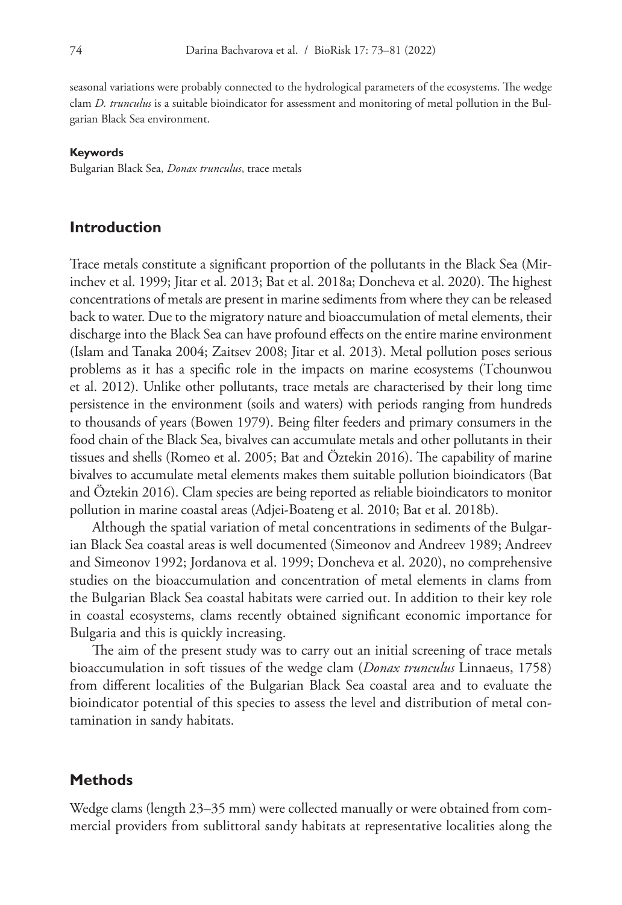seasonal variations were probably connected to the hydrological parameters of the ecosystems. The wedge clam *D. trunculus* is a suitable bioindicator for assessment and monitoring of metal pollution in the Bulgarian Black Sea environment.

#### Keywords

Bulgarian Black Sea, *Donax trunculus*, trace metals

## Introduction

Trace metals constitute a significant proportion of the pollutants in the Black Sea (Mirinchev et al. 1999; Jitar et al. 2013; Bat et al. 2018a; Doncheva et al. 2020). The highest concentrations of metals are present in marine sediments from where they can be released back to water. Due to the migratory nature and bioaccumulation of metal elements, their discharge into the Black Sea can have profound effects on the entire marine environment (Islam and Tanaka 2004; Zaitsev 2008; Jitar et al. 2013). Metal pollution poses serious problems as it has a specific role in the impacts on marine ecosystems (Tchounwou et al. 2012). Unlike other pollutants, trace metals are characterised by their long time persistence in the environment (soils and waters) with periods ranging from hundreds to thousands of years (Bowen 1979). Being filter feeders and primary consumers in the food chain of the Black Sea, bivalves can accumulate metals and other pollutants in their tissues and shells (Romeo et al. 2005; Bat and Öztekin 2016). The capability of marine bivalves to accumulate metal elements makes them suitable pollution bioindicators (Bat and Öztekin 2016). Clam species are being reported as reliable bioindicators to monitor pollution in marine coastal areas (Adjei-Boateng et al. 2010; Bat et al. 2018b).

Although the spatial variation of metal concentrations in sediments of the Bulgarian Black Sea coastal areas is well documented (Simeonov and Andreev 1989; Andreev and Simeonov 1992; Jordanova et al. 1999; Doncheva et al. 2020), no comprehensive studies on the bioaccumulation and concentration of metal elements in clams from the Bulgarian Black Sea coastal habitats were carried out. In addition to their key role in coastal ecosystems, clams recently obtained significant economic importance for Bulgaria and this is quickly increasing.

The aim of the present study was to carry out an initial screening of trace metals bioaccumulation in soft tissues of the wedge clam (*Donax trunculus* Linnaeus, 1758) from different localities of the Bulgarian Black Sea coastal area and to evaluate the bioindicator potential of this species to assess the level and distribution of metal contamination in sandy habitats.

## Methods

Wedge clams (length 23–35 mm) were collected manually or were obtained from commercial providers from sublittoral sandy habitats at representative localities along the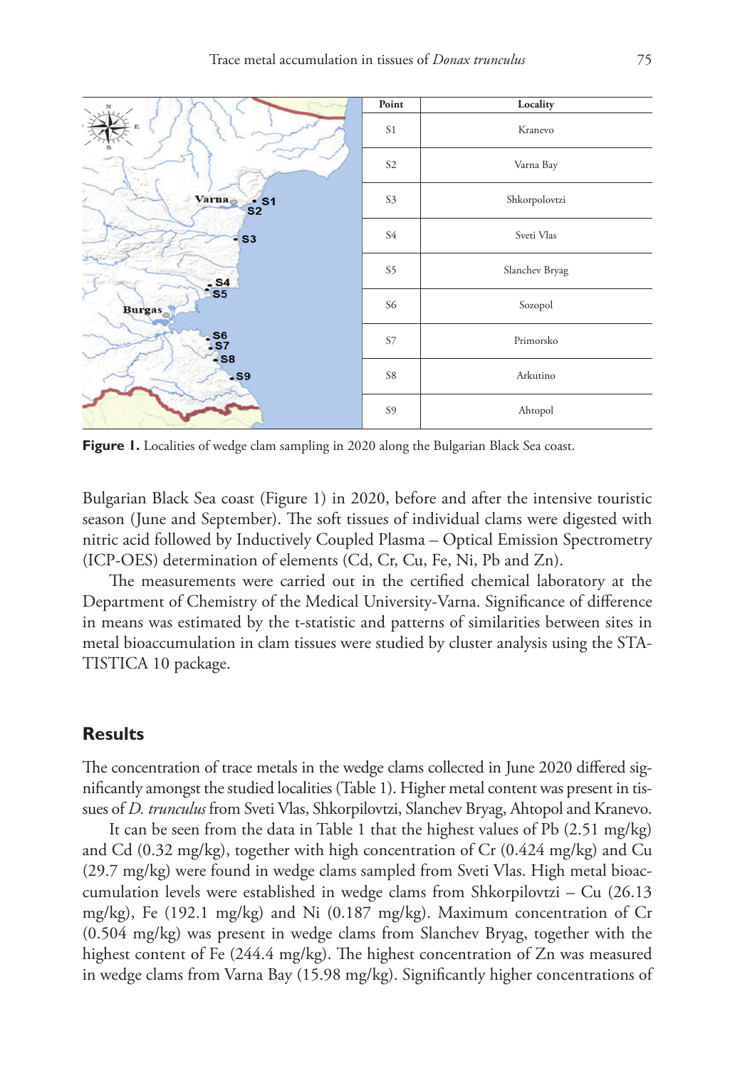| Point | Locality |
|---|---|
| S1 | Kranevo |
| S2 | Varna Bay |
| S3 | Shkorpolovtzi |
| S4 | Sveti Vlas |
| S5 | Slanchev Bryag |
| S6 | Sozopol |
| S7 | Primorsko |
| S8 | Arkutino |
| S9 | Ahtopol |

**Figure 1.** Localities of wedge clam sampling in 2020 along the Bulgarian Black Sea coast.

Bulgarian Black Sea coast (Figure 1) in 2020, before and after the intensive touristic season (June and September). The soft tissues of individual clams were digested with nitric acid followed by Inductively Coupled Plasma – Optical Emission Spectrometry (ICP-OES) determination of elements (Cd, Cr, Cu, Fe, Ni, Pb and Zn).

The measurements were carried out in the certified chemical laboratory at the Department of Chemistry of the Medical University-Varna. Significance of difference in means was estimated by the t-statistic and patterns of similarities between sites in metal bioaccumulation in clam tissues were studied by cluster analysis using the STATISTICA 10 package.

## Results

The concentration of trace metals in the wedge clams collected in June 2020 differed significantly amongst the studied localities (Table 1). Higher metal content was present in tissues of *D. trunculus* from Sveti Vlas, Shkorpilovtzi, Slanchev Bryag, Ahtopol and Kranevo.

It can be seen from the data in Table 1 that the highest values of Pb (2.51 mg/kg) and Cd (0.32 mg/kg), together with high concentration of Cr (0.424 mg/kg) and Cu (29.7 mg/kg) were found in wedge clams sampled from Sveti Vlas. High metal bioaccumulation levels were established in wedge clams from Shkorpilovtzi – Cu (26.13 mg/kg), Fe (192.1 mg/kg) and Ni (0.187 mg/kg). Maximum concentration of Cr (0.504 mg/kg) was present in wedge clams from Slanchev Bryag, together with the highest content of Fe (244.4 mg/kg). The highest concentration of Zn was measured in wedge clams from Varna Bay (15.98 mg/kg). Significantly higher concentrations of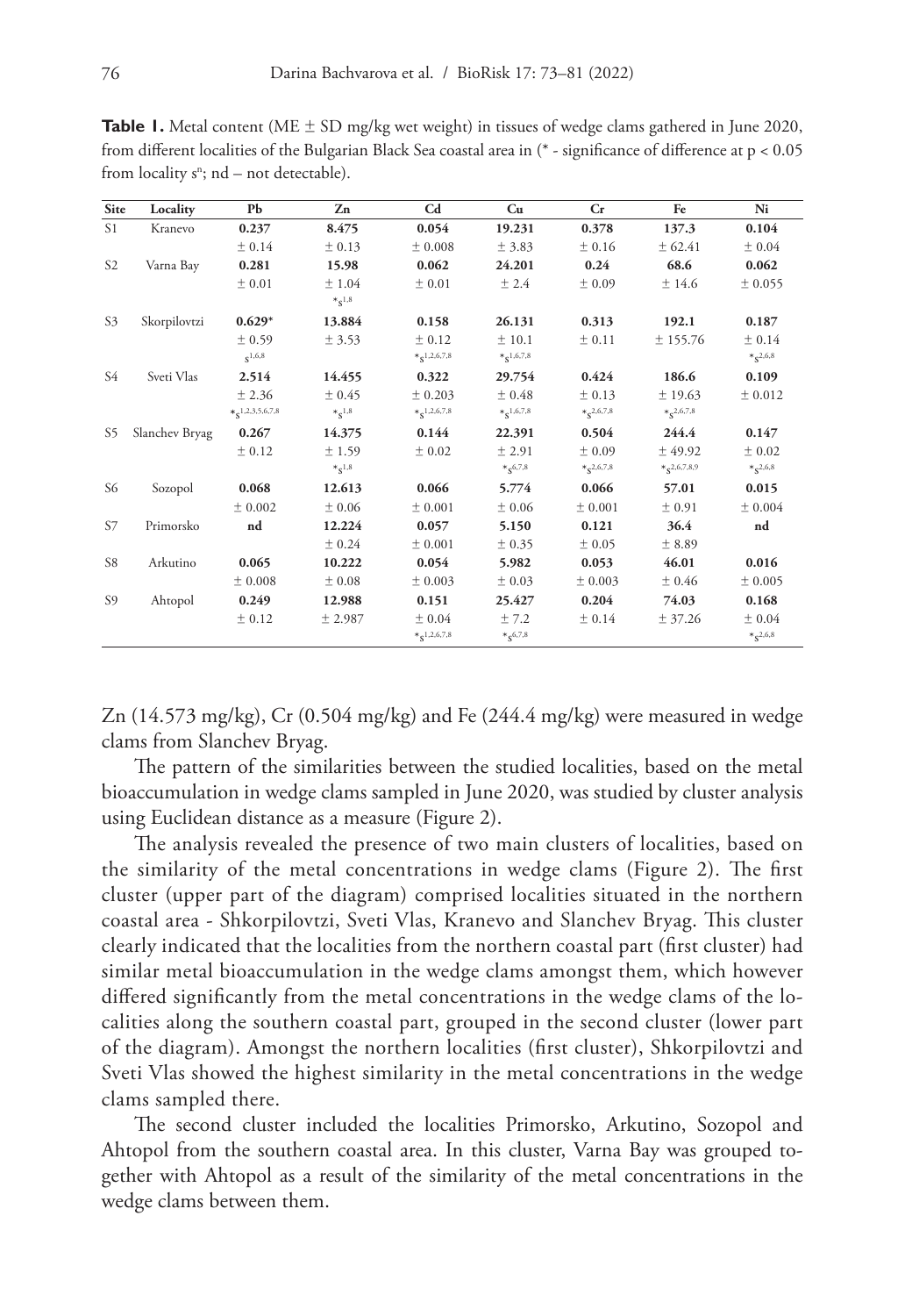**Table 1.** Metal content (ME ± SD mg/kg wet weight) in tissues of wedge clams gathered in June 2020, from different localities of the Bulgarian Black Sea coastal area in (* - significance of difference at $p < 0.05$ from locality $s^n$; nd – not detectable).

| Site | Locality | Pb | Zn | Cd | Cu | Cr | Fe | Ni |
|---|---|---|---|---|---|---|---|---|
| S1 | Kranevo | **0.237** ± 0.14 | **8.475** ± 0.13 | **0.054** ± 0.008 | **19.231** ± 3.83 | **0.378** ± 0.16 | **137.3** ± 62.41 | **0.104** ± 0.04 |
| S2 | Varna Bay | **0.281** ± 0.01 | **15.98** ± 1.04 $*s^{1,8}$ | **0.062** ± 0.01 | **24.201** ± 2.4 | **0.24** ± 0.09 | **68.6** ± 14.6 | **0.062** ± 0.055 |
| S3 | Skorpilovtzi | **0.629*** ± 0.59 $s^{1,6,8}$ | **13.884** ± 3.53 | **0.158** ± 0.12 $*s^{1,2,6,7,8}$ | **26.131** ± 10.1 $*s^{1,6,7,8}$ | **0.313** ± 0.11 | **192.1** ± 155.76 | **0.187** ± 0.14 $*s^{2,6,8}$ |
| S4 | Sveti Vlas | **2.514** ± 2.36 $*s^{1,2,3,5,6,7,8}$ | **14.455** ± 0.45 $*s^{1,8}$ | **0.322** ± 0.203 $*s^{1,2,6,7,8}$ | **29.754** ± 0.48 $*s^{1,6,7,8}$ | **0.424** ± 0.13 $*s^{2,6,7,8}$ | **186.6** ± 19.63 $*s^{2,6,7,8}$ | **0.109** ± 0.012 |
| S5 | Slanchev Bryag | **0.267** ± 0.12 | **14.375** ± 1.59 $*s^{1,8}$ | **0.144** ± 0.02 | **22.391** ± 2.91 $*s^{6,7,8}$ | **0.504** ± 0.09 $*s^{2,6,7,8}$ | **244.4** ± 49.92 $*s^{2,6,7,8,9}$ | **0.147** ± 0.02 $*s^{2,6,8}$ |
| S6 | Sozopol | **0.068** ± 0.002 | **12.613** ± 0.06 | **0.066** ± 0.001 | **5.774** ± 0.06 | **0.066** ± 0.001 | **57.01** ± 0.91 | **0.015** ± 0.004 |
| S7 | Primorsko | **nd** | **12.224** ± 0.24 | **0.057** ± 0.001 | **5.150** ± 0.35 | **0.121** ± 0.05 | **36.4** ± 8.89 | **nd** |
| S8 | Arkutino | **0.065** ± 0.008 | **10.222** ± 0.08 | **0.054** ± 0.003 | **5.982** ± 0.03 | **0.053** ± 0.003 | **46.01** ± 0.46 | **0.016** ± 0.005 |
| S9 | Ahtopol | **0.249** ± 0.12 | **12.988** ± 2.987 | **0.151** ± 0.04 $*s^{1,2,6,7,8}$ | **25.427** ± 7.2 $*s^{6,7,8}$ | **0.204** ± 0.14 | **74.03** ± 37.26 | **0.168** ± 0.04 $*s^{2,6,8}$ |

Zn (14.573 mg/kg), Cr (0.504 mg/kg) and Fe (244.4 mg/kg) were measured in wedge clams from Slanchev Bryag.

The pattern of the similarities between the studied localities, based on the metal bioaccumulation in wedge clams sampled in June 2020, was studied by cluster analysis using Euclidean distance as a measure (Figure 2).

The analysis revealed the presence of two main clusters of localities, based on the similarity of the metal concentrations in wedge clams (Figure 2). The first cluster (upper part of the diagram) comprised localities situated in the northern coastal area - Shkorpilovtzi, Sveti Vlas, Kranevo and Slanchev Bryag. This cluster clearly indicated that the localities from the northern coastal part (first cluster) had similar metal bioaccumulation in the wedge clams amongst them, which however differed significantly from the metal concentrations in the wedge clams of the localities along the southern coastal part, grouped in the second cluster (lower part of the diagram). Amongst the northern localities (first cluster), Shkorpilovtzi and Sveti Vlas showed the highest similarity in the metal concentrations in the wedge clams sampled there.

The second cluster included the localities Primorsko, Arkutino, Sozopol and Ahtopol from the southern coastal area. In this cluster, Varna Bay was grouped together with Ahtopol as a result of the similarity of the metal concentrations in the wedge clams between them.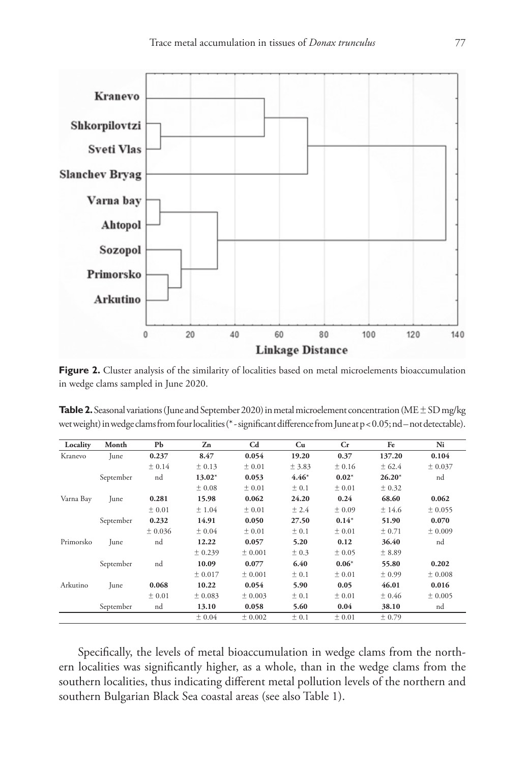Kranevo
Shkorpilovtzi
Sveti Vlas
Slanchev Bryag
Varna bay
Ahtopol
Sozopol
Primorsko
Arkutino

0 20 40 60 80 100 120 140

Linkage Distance

**Figure 2.** Cluster analysis of the similarity of localities based on metal microelements bioaccumulation in wedge clams sampled in June 2020.

**Table 2.** Seasonal variations (June and September 2020) in metal microelement concentration (ME ± SD mg/kg wet weight) in wedge clams from four localities (* - significant difference from June at $p < 0.05$; nd – not detectable).

| Locality | Month | Pb | Zn | Cd | Cu | Cr | Fe | Ni |
|---|---|---|---|---|---|---|---|---|
| Kranevo | June | **0.237** | **8.47** | **0.054** | **19.20** | **0.37** | **137.20** | **0.104** |
| | | ± 0.14 | ± 0.13 | ± 0.01 | ± 3.83 | ± 0.16 | ± 62.4 | ± 0.037 |
| | September | nd | **13.02*** | **0.053** | **4.46*** | **0.02*** | **26.20*** | nd |
| | | | ± 0.08 | ± 0.01 | ± 0.1 | ± 0.01 | ± 0.32 | |
| Varna Bay | June | **0.281** | **15.98** | **0.062** | **24.20** | **0.24** | **68.60** | **0.062** |
| | | ± 0.01 | ± 1.04 | ± 0.01 | ± 2.4 | ± 0.09 | ± 14.6 | ± 0.055 |
| | September | **0.232** | **14.91** | **0.050** | **27.50** | **0.14*** | **51.90** | **0.070** |
| | | ± 0.036 | ± 0.04 | ± 0.01 | ± 0.1 | ± 0.01 | ± 0.71 | ± 0.009 |
| Primorsko | June | nd | **12.22** | **0.057** | **5.20** | **0.12** | **36.40** | nd |
| | | | ± 0.239 | ± 0.001 | ± 0.3 | ± 0.05 | ± 8.89 | |
| | September | nd | **10.09** | **0.077** | **6.40** | **0.06*** | **55.80** | **0.202** |
| | | | ± 0.017 | ± 0.001 | ± 0.1 | ± 0.01 | ± 0.99 | ± 0.008 |
| Arkutino | June | **0.068** | **10.22** | **0.054** | **5.90** | **0.05** | **46.01** | **0.016** |
| | | ± 0.01 | ± 0.083 | ± 0.003 | ± 0.1 | ± 0.01 | ± 0.46 | ± 0.005 |
| | September | nd | **13.10** | **0.058** | **5.60** | **0.04** | **38.10** | nd |
| | | | ± 0.04 | ± 0.002 | ± 0.1 | ± 0.01 | ± 0.79 | |

Specifically, the levels of metal bioaccumulation in wedge clams from the northern localities was significantly higher, as a whole, than in the wedge clams from the southern localities, thus indicating different metal pollution levels of the northern and southern Bulgarian Black Sea coastal areas (see also Table 1).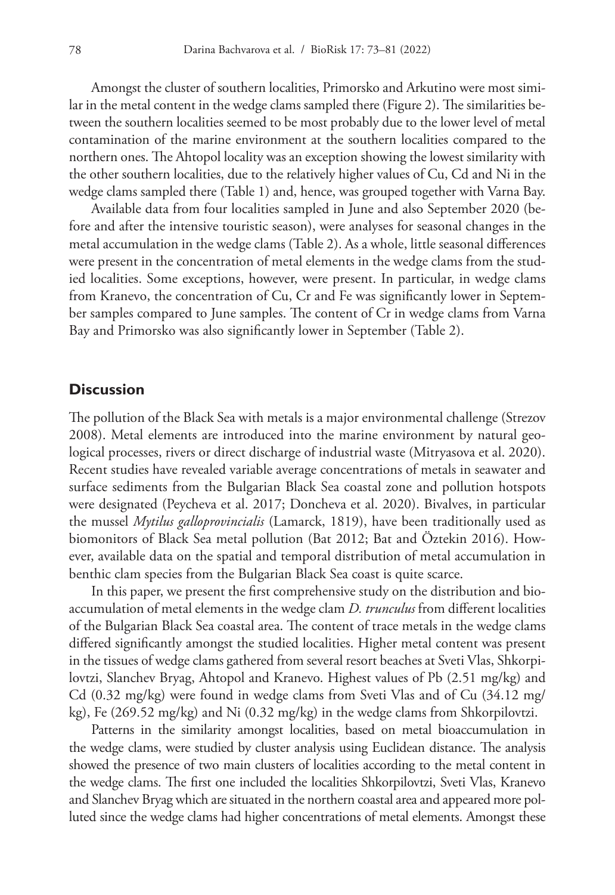Amongst the cluster of southern localities, Primorsko and Arkutino were most similar in the metal content in the wedge clams sampled there (Figure 2). The similarities between the southern localities seemed to be most probably due to the lower level of metal contamination of the marine environment at the southern localities compared to the northern ones. The Ahtopol locality was an exception showing the lowest similarity with the other southern localities, due to the relatively higher values of Cu, Cd and Ni in the wedge clams sampled there (Table 1) and, hence, was grouped together with Varna Bay.

Available data from four localities sampled in June and also September 2020 (before and after the intensive touristic season), were analyses for seasonal changes in the metal accumulation in the wedge clams (Table 2). As a whole, little seasonal differences were present in the concentration of metal elements in the wedge clams from the studied localities. Some exceptions, however, were present. In particular, in wedge clams from Kranevo, the concentration of Cu, Cr and Fe was significantly lower in September samples compared to June samples. The content of Cr in wedge clams from Varna Bay and Primorsko was also significantly lower in September (Table 2).

## Discussion

The pollution of the Black Sea with metals is a major environmental challenge (Strezov 2008). Metal elements are introduced into the marine environment by natural geological processes, rivers or direct discharge of industrial waste (Mitryasova et al. 2020). Recent studies have revealed variable average concentrations of metals in seawater and surface sediments from the Bulgarian Black Sea coastal zone and pollution hotspots were designated (Peycheva et al. 2017; Doncheva et al. 2020). Bivalves, in particular the mussel *Mytilus galloprovincialis* (Lamarck, 1819), have been traditionally used as biomonitors of Black Sea metal pollution (Bat 2012; Bat and Öztekin 2016). However, available data on the spatial and temporal distribution of metal accumulation in benthic clam species from the Bulgarian Black Sea coast is quite scarce.

In this paper, we present the first comprehensive study on the distribution and bioaccumulation of metal elements in the wedge clam *D. trunculus* from different localities of the Bulgarian Black Sea coastal area. The content of trace metals in the wedge clams differed significantly amongst the studied localities. Higher metal content was present in the tissues of wedge clams gathered from several resort beaches at Sveti Vlas, Shkorpilovtzi, Slanchev Bryag, Ahtopol and Kranevo. Highest values of Pb (2.51 mg/kg) and Cd (0.32 mg/kg) were found in wedge clams from Sveti Vlas and of Cu (34.12 mg/kg), Fe (269.52 mg/kg) and Ni (0.32 mg/kg) in the wedge clams from Shkorpilovtzi.

Patterns in the similarity amongst localities, based on metal bioaccumulation in the wedge clams, were studied by cluster analysis using Euclidean distance. The analysis showed the presence of two main clusters of localities according to the metal content in the wedge clams. The first one included the localities Shkorpilovtzi, Sveti Vlas, Kranevo and Slanchev Bryag which are situated in the northern coastal area and appeared more polluted since the wedge clams had higher concentrations of metal elements. Amongst these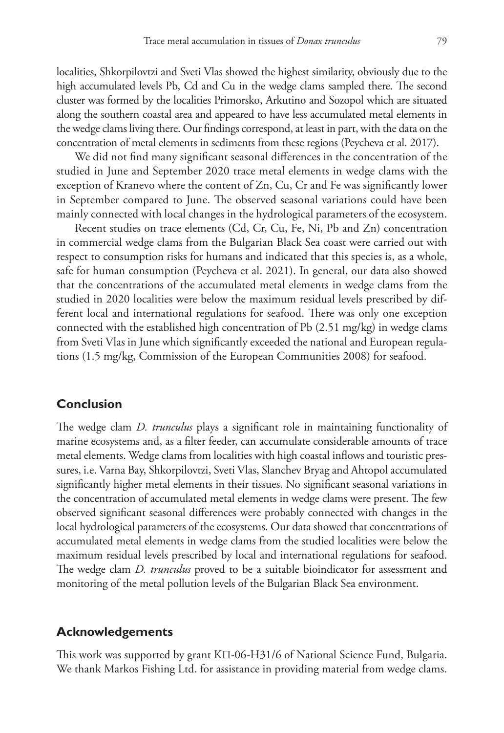localities, Shkorpilovtzi and Sveti Vlas showed the highest similarity, obviously due to the high accumulated levels Pb, Cd and Cu in the wedge clams sampled there. The second cluster was formed by the localities Primorsko, Arkutino and Sozopol which are situated along the southern coastal area and appeared to have less accumulated metal elements in the wedge clams living there. Our findings correspond, at least in part, with the data on the concentration of metal elements in sediments from these regions (Peycheva et al. 2017).

We did not find many significant seasonal differences in the concentration of the studied in June and September 2020 trace metal elements in wedge clams with the exception of Kranevo where the content of Zn, Cu, Cr and Fe was significantly lower in September compared to June. The observed seasonal variations could have been mainly connected with local changes in the hydrological parameters of the ecosystem.

Recent studies on trace elements (Cd, Cr, Cu, Fe, Ni, Pb and Zn) concentration in commercial wedge clams from the Bulgarian Black Sea coast were carried out with respect to consumption risks for humans and indicated that this species is, as a whole, safe for human consumption (Peycheva et al. 2021). In general, our data also showed that the concentrations of the accumulated metal elements in wedge clams from the studied in 2020 localities were below the maximum residual levels prescribed by different local and international regulations for seafood. There was only one exception connected with the established high concentration of Pb (2.51 mg/kg) in wedge clams from Sveti Vlas in June which significantly exceeded the national and European regulations (1.5 mg/kg, Commission of the European Communities 2008) for seafood.

## Conclusion

The wedge clam *D. trunculus* plays a significant role in maintaining functionality of marine ecosystems and, as a filter feeder, can accumulate considerable amounts of trace metal elements. Wedge clams from localities with high coastal inflows and touristic pressures, i.e. Varna Bay, Shkorpilovtzi, Sveti Vlas, Slanchev Bryag and Ahtopol accumulated significantly higher metal elements in their tissues. No significant seasonal variations in the concentration of accumulated metal elements in wedge clams were present. The few observed significant seasonal differences were probably connected with changes in the local hydrological parameters of the ecosystems. Our data showed that concentrations of accumulated metal elements in wedge clams from the studied localities were below the maximum residual levels prescribed by local and international regulations for seafood. The wedge clam *D. trunculus* proved to be a suitable bioindicator for assessment and monitoring of the metal pollution levels of the Bulgarian Black Sea environment.

## Acknowledgements

This work was supported by grant КП-06-Н31/6 of National Science Fund, Bulgaria. We thank Markos Fishing Ltd. for assistance in providing material from wedge clams.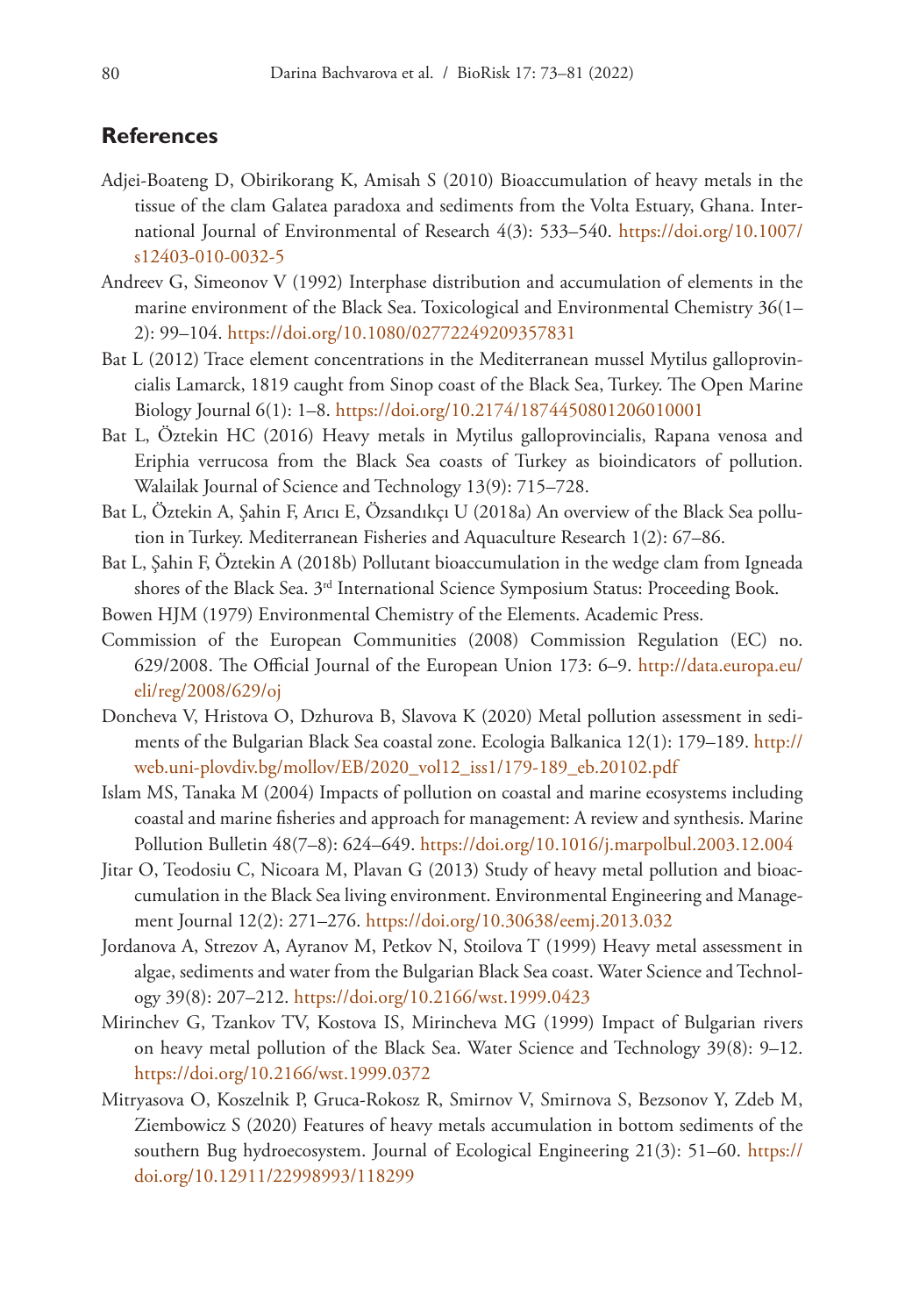## References

Adjei-Boateng D, Obirikorang K, Amisah S (2010) Bioaccumulation of heavy metals in the tissue of the clam Galatea paradoxa and sediments from the Volta Estuary, Ghana. International Journal of Environmental of Research 4(3): 533–540. https://doi.org/10.1007/s12403-010-0032-5

Andreev G, Simeonov V (1992) Interphase distribution and accumulation of elements in the marine environment of the Black Sea. Toxicological and Environmental Chemistry 36(1–2): 99–104. https://doi.org/10.1080/02772249209357831

Bat L (2012) Trace element concentrations in the Mediterranean mussel Mytilus galloprovincialis Lamarck, 1819 caught from Sinop coast of the Black Sea, Turkey. The Open Marine Biology Journal 6(1): 1–8. https://doi.org/10.2174/1874450801206010001

Bat L, Öztekin HC (2016) Heavy metals in Mytilus galloprovincialis, Rapana venosa and Eriphia verrucosa from the Black Sea coasts of Turkey as bioindicators of pollution. Walailak Journal of Science and Technology 13(9): 715–728.

Bat L, Öztekin A, Şahin F, Arıcı E, Özsandıkçı U (2018a) An overview of the Black Sea pollution in Turkey. Mediterranean Fisheries and Aquaculture Research 1(2): 67–86.

Bat L, Şahin F, Öztekin A (2018b) Pollutant bioaccumulation in the wedge clam from Igneada shores of the Black Sea. 3rd International Science Symposium Status: Proceeding Book.

Bowen HJM (1979) Environmental Chemistry of the Elements. Academic Press.

Commission of the European Communities (2008) Commission Regulation (EC) no. 629/2008. The Official Journal of the European Union 173: 6–9. http://data.europa.eu/eli/reg/2008/629/oj

Doncheva V, Hristova O, Dzhurova B, Slavova K (2020) Metal pollution assessment in sediments of the Bulgarian Black Sea coastal zone. Ecologia Balkanica 12(1): 179–189. http://web.uni-plovdiv.bg/mollov/EB/2020_vol12_iss1/179-189_eb.20102.pdf

Islam MS, Tanaka M (2004) Impacts of pollution on coastal and marine ecosystems including coastal and marine fisheries and approach for management: A review and synthesis. Marine Pollution Bulletin 48(7–8): 624–649. https://doi.org/10.1016/j.marpolbul.2003.12.004

Jitar O, Teodosiu C, Nicoara M, Plavan G (2013) Study of heavy metal pollution and bioaccumulation in the Black Sea living environment. Environmental Engineering and Management Journal 12(2): 271–276. https://doi.org/10.30638/eemj.2013.032

Jordanova A, Strezov A, Ayranov M, Petkov N, Stoilova T (1999) Heavy metal assessment in algae, sediments and water from the Bulgarian Black Sea coast. Water Science and Technology 39(8): 207–212. https://doi.org/10.2166/wst.1999.0423

Mirinchev G, Tzankov TV, Kostova IS, Mirincheva MG (1999) Impact of Bulgarian rivers on heavy metal pollution of the Black Sea. Water Science and Technology 39(8): 9–12. https://doi.org/10.2166/wst.1999.0372

Mitryasova O, Koszelnik P, Gruca-Rokosz R, Smirnov V, Smirnova S, Bezsonov Y, Zdeb M, Ziembowicz S (2020) Features of heavy metals accumulation in bottom sediments of the southern Bug hydroecosystem. Journal of Ecological Engineering 21(3): 51–60. https://doi.org/10.12911/22998993/118299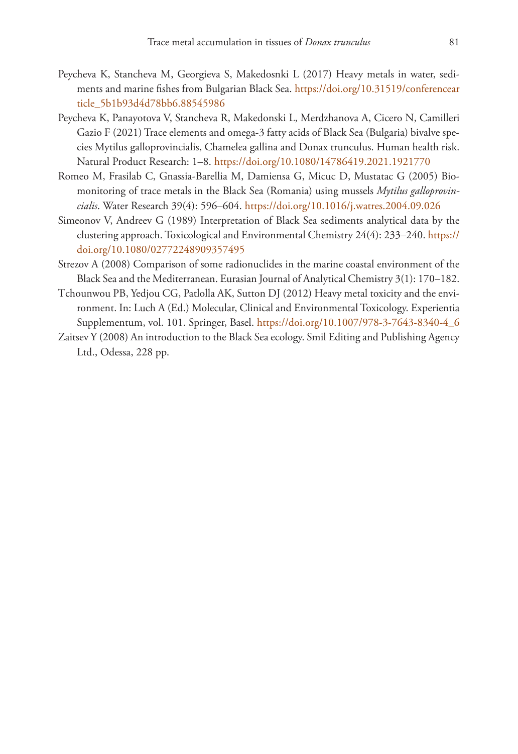Peycheva K, Stancheva M, Georgieva S, Makedosnki L (2017) Heavy metals in water, sediments and marine fishes from Bulgarian Black Sea. https://doi.org/10.31519/conferencearticle_5b1b93d4d78bb6.88545986

Peycheva K, Panayotova V, Stancheva R, Makedonski L, Merdzhanova A, Cicero N, Camilleri Gazio F (2021) Trace elements and omega-3 fatty acids of Black Sea (Bulgaria) bivalve species Mytilus galloprovincialis, Chamelea gallina and Donax trunculus. Human health risk. Natural Product Research: 1–8. https://doi.org/10.1080/14786419.2021.1921770

Romeo M, Frasilab C, Gnassia-Barellia M, Damiensa G, Micuc D, Mustatac G (2005) Biomonitoring of trace metals in the Black Sea (Romania) using mussels *Mytilus galloprovincialis*. Water Research 39(4): 596–604. https://doi.org/10.1016/j.watres.2004.09.026

Simeonov V, Andreev G (1989) Interpretation of Black Sea sediments analytical data by the clustering approach. Toxicological and Environmental Chemistry 24(4): 233–240. https://doi.org/10.1080/02772248909357495

Strezov A (2008) Comparison of some radionuclides in the marine coastal environment of the Black Sea and the Mediterranean. Eurasian Journal of Analytical Chemistry 3(1): 170–182.

Tchounwou PB, Yedjou CG, Patlolla AK, Sutton DJ (2012) Heavy metal toxicity and the environment. In: Luch A (Ed.) Molecular, Clinical and Environmental Toxicology. Experientia Supplementum, vol. 101. Springer, Basel. https://doi.org/10.1007/978-3-7643-8340-4_6

Zaitsev Y (2008) An introduction to the Black Sea ecology. Smil Editing and Publishing Agency Ltd., Odessa, 228 pp.